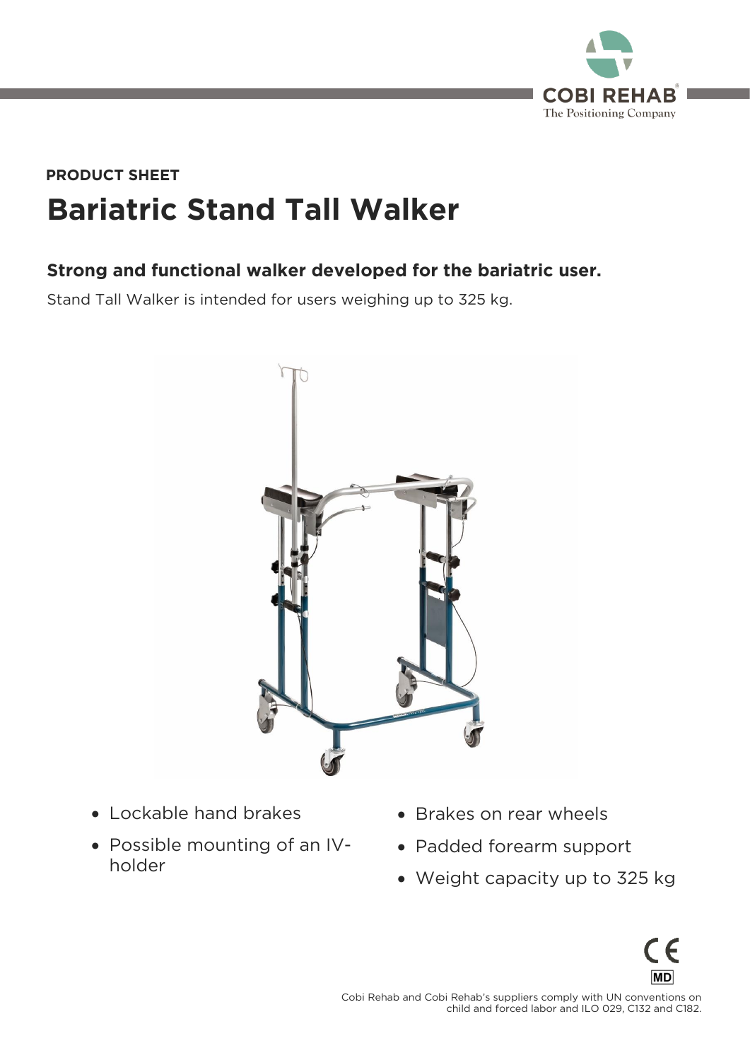PRODUCT SHEET

# Bariatric Stand Tall Walker

## Strong and functional walker developed for the bariatric user.

Stand Tall Walker is intended for users weighing up to 325 kg.

- Lockable hand brakes
- Possible mounting of an IV-holder
- Brakes on rear wheels
- Padded forearm support
- Weight capacity up to 325 kg

Cobi Rehab and Cobi Rehab's suppliers comply with UN conventions on child and forced labor and ILO 029, C132 and C182.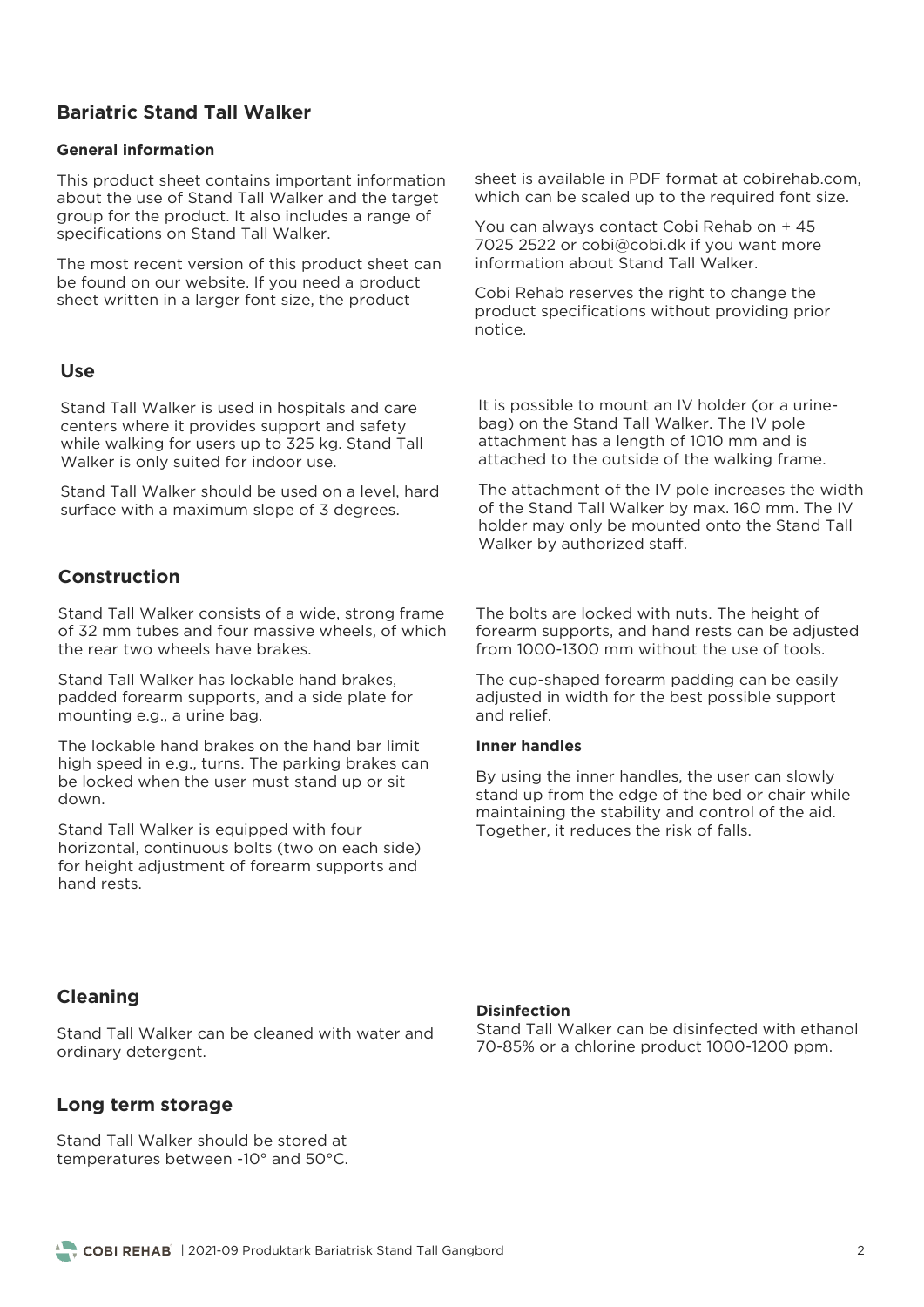# Bariatric Stand Tall Walker

### General information

This product sheet contains important information about the use of Stand Tall Walker and the target group for the product. It also includes a range of specifications on Stand Tall Walker.

The most recent version of this product sheet can be found on our website. If you need a product sheet written in a larger font size, the product sheet is available in PDF format at cobirehab.com, which can be scaled up to the required font size.

You can always contact Cobi Rehab on + 45 7025 2522 or cobi@cobi.dk if you want more information about Stand Tall Walker.

Cobi Rehab reserves the right to change the product specifications without providing prior notice.

## Use

Stand Tall Walker is used in hospitals and care centers where it provides support and safety while walking for users up to 325 kg. Stand Tall Walker is only suited for indoor use.

Stand Tall Walker should be used on a level, hard surface with a maximum slope of 3 degrees.

It is possible to mount an IV holder (or a urine-bag) on the Stand Tall Walker. The IV pole attachment has a length of 1010 mm and is attached to the outside of the walking frame.

The attachment of the IV pole increases the width of the Stand Tall Walker by max. 160 mm. The IV holder may only be mounted onto the Stand Tall Walker by authorized staff.

## Construction

Stand Tall Walker consists of a wide, strong frame of 32 mm tubes and four massive wheels, of which the rear two wheels have brakes.

Stand Tall Walker has lockable hand brakes, padded forearm supports, and a side plate for mounting e.g., a urine bag.

The lockable hand brakes on the hand bar limit high speed in e.g., turns. The parking brakes can be locked when the user must stand up or sit down.

Stand Tall Walker is equipped with four horizontal, continuous bolts (two on each side) for height adjustment of forearm supports and hand rests.

The bolts are locked with nuts. The height of forearm supports, and hand rests can be adjusted from 1000-1300 mm without the use of tools.

The cup-shaped forearm padding can be easily adjusted in width for the best possible support and relief.

### Inner handles

By using the inner handles, the user can slowly stand up from the edge of the bed or chair while maintaining the stability and control of the aid. Together, it reduces the risk of falls.

## Cleaning

Stand Tall Walker can be cleaned with water and ordinary detergent.

### Disinfection

Stand Tall Walker can be disinfected with ethanol 70-85% or a chlorine product 1000-1200 ppm.

## Long term storage

Stand Tall Walker should be stored at temperatures between -10° and 50°C.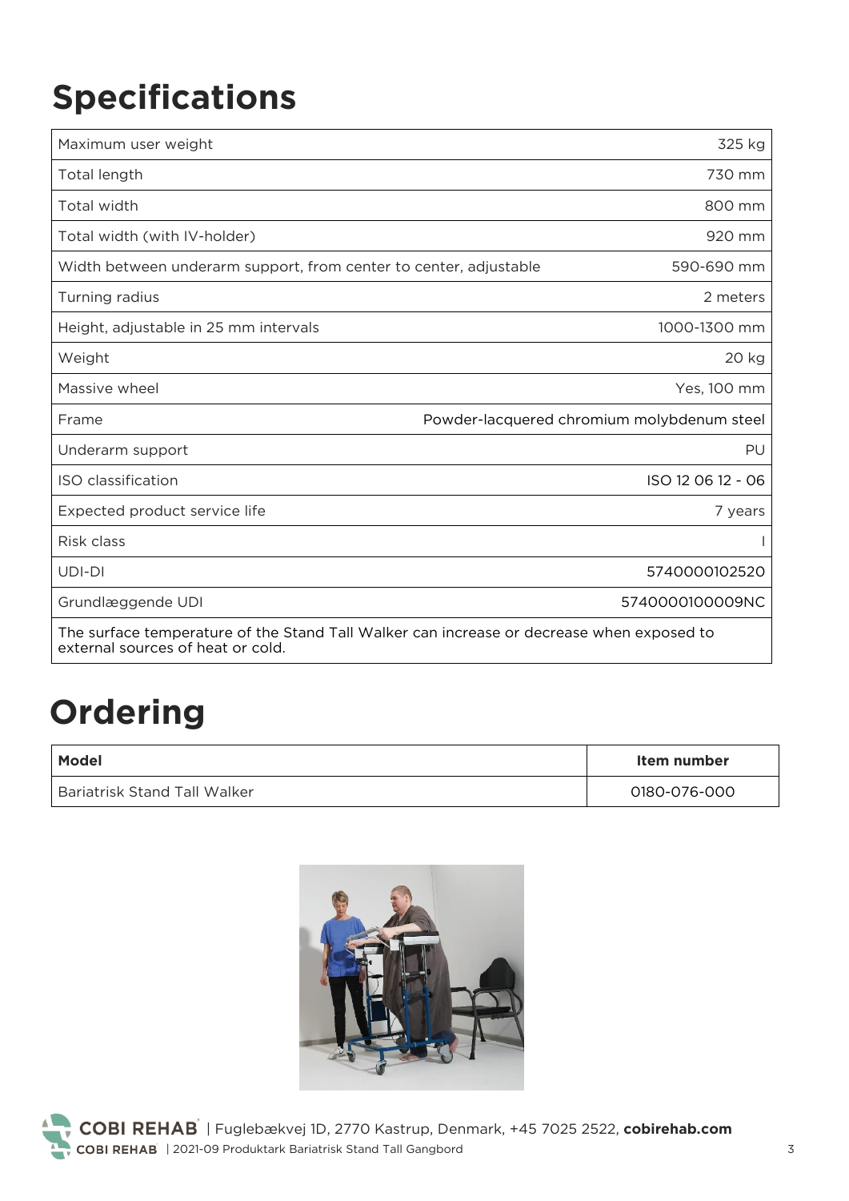# Specifications

| | |
|---|---|
| Maximum user weight | 325 kg |
| Total length | 730 mm |
| Total width | 800 mm |
| Total width (with IV-holder) | 920 mm |
| Width between underarm support, from center to center, adjustable | 590-690 mm |
| Turning radius | 2 meters |
| Height, adjustable in 25 mm intervals | 1000-1300 mm |
| Weight | 20 kg |
| Massive wheel | Yes, 100 mm |
| Frame | Powder-lacquered chromium molybdenum steel |
| Underarm support | PU |
| ISO classification | ISO 12 06 12 - 06 |
| Expected product service life | 7 years |
| Risk class | I |
| UDI-DI | 5740000102520 |
| Grundlæggende UDI | 5740000100009NC |
| The surface temperature of the Stand Tall Walker can increase or decrease when exposed to external sources of heat or cold. | |

# Ordering

| Model | Item number |
|---|---|
| Bariatrisk Stand Tall Walker | 0180-076-000 |

COBI REHAB | Fuglebækvej 1D, 2770 Kastrup, Denmark, +45 7025 2522, **cobirehab.com**

COBI REHAB | 2021-09 Produktark Bariatrisk Stand Tall Gangbord